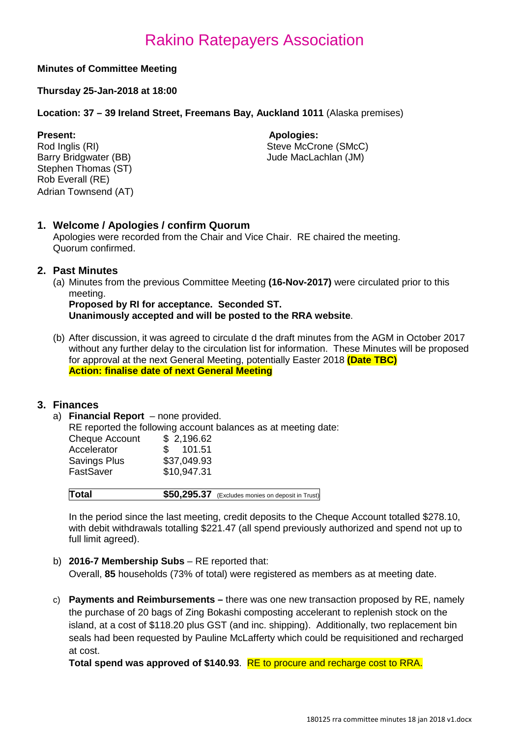# Rakino Ratepayers Association

**Minutes of Committee Meeting**

**Thursday 25-Jan-2018 at 18:00**

**Location: 37 – 39 Ireland Street, Freemans Bay, Auckland 1011** (Alaska premises)

**Present:**
Rod Inglis (RI)
Barry Bridgwater (BB)
Stephen Thomas (ST)
Rob Everall (RE)
Adrian Townsend (AT)

**Apologies:**
Steve McCrone (SMcC)
Jude MacLachlan (JM)

## 1. Welcome / Apologies / confirm Quorum

Apologies were recorded from the Chair and Vice Chair. RE chaired the meeting. Quorum confirmed.

## 2. Past Minutes

(a) Minutes from the previous Committee Meeting **(16-Nov-2017)** were circulated prior to this meeting.
**Proposed by RI for acceptance. Seconded ST.**
**Unanimously accepted and will be posted to the RRA website**.

(b) After discussion, it was agreed to circulate d the draft minutes from the AGM in October 2017 without any further delay to the circulation list for information. These Minutes will be proposed for approval at the next General Meeting, potentially Easter 2018 **(Date TBC)**
**Action: finalise date of next General Meeting**

## 3. Finances

a) **Financial Report** – none provided.
RE reported the following account balances as at meeting date:

| | |
|---|---|
| Cheque Account | $ 2,196.62 |
| Accelerator | $ 101.51 |
| Savings Plus | $37,049.93 |
| FastSaver | $10,947.31 |
| **Total** | **$50,295.37** (Excludes monies on deposit in Trust) |

In the period since the last meeting, credit deposits to the Cheque Account totalled $278.10, with debit withdrawals totalling $221.47 (all spend previously authorized and spend not up to full limit agreed).

b) **2016-7 Membership Subs** – RE reported that:
Overall, **85** households (73% of total) were registered as members as at meeting date.

c) **Payments and Reimbursements –** there was one new transaction proposed by RE, namely the purchase of 20 bags of Zing Bokashi composting accelerant to replenish stock on the island, at a cost of $118.20 plus GST (and inc. shipping). Additionally, two replacement bin seals had been requested by Pauline McLafferty which could be requisitioned and recharged at cost.
**Total spend was approved of $140.93**. RE to procure and recharge cost to RRA.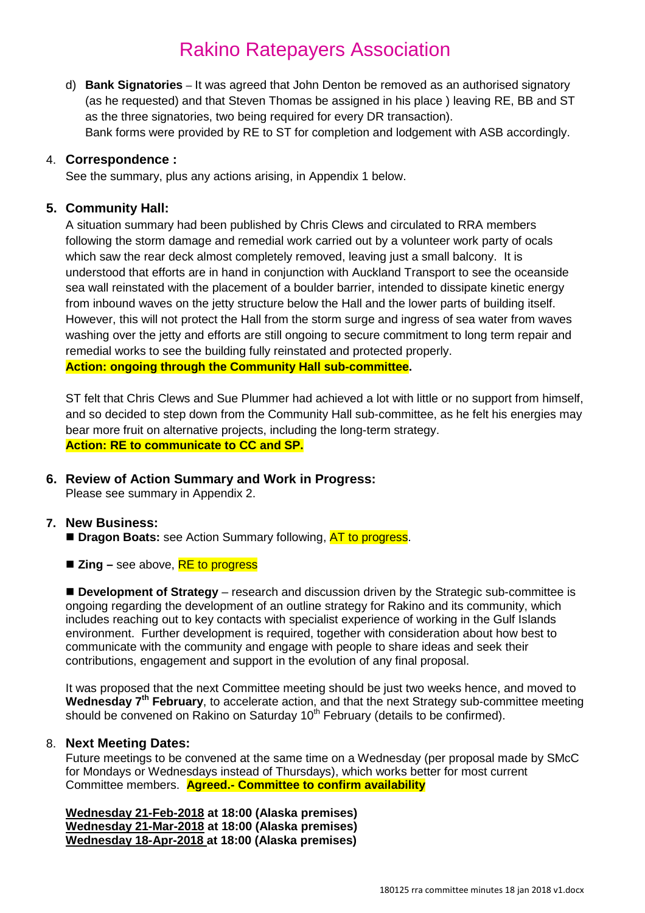d) **Bank Signatories** – It was agreed that John Denton be removed as an authorised signatory (as he requested) and that Steven Thomas be assigned in his place ) leaving RE, BB and ST as the three signatories, two being required for every DR transaction).
Bank forms were provided by RE to ST for completion and lodgement with ASB accordingly.

4. **Correspondence :**

See the summary, plus any actions arising, in Appendix 1 below.

**5. Community Hall:**

A situation summary had been published by Chris Clews and circulated to RRA members following the storm damage and remedial work carried out by a volunteer work party of ocals which saw the rear deck almost completely removed, leaving just a small balcony. It is understood that efforts are in hand in conjunction with Auckland Transport to see the oceanside sea wall reinstated with the placement of a boulder barrier, intended to dissipate kinetic energy from inbound waves on the jetty structure below the Hall and the lower parts of building itself. However, this will not protect the Hall from the storm surge and ingress of sea water from waves washing over the jetty and efforts are still ongoing to secure commitment to long term repair and remedial works to see the building fully reinstated and protected properly.
**Action: ongoing through the Community Hall sub-committee.**

ST felt that Chris Clews and Sue Plummer had achieved a lot with little or no support from himself, and so decided to step down from the Community Hall sub-committee, as he felt his energies may bear more fruit on alternative projects, including the long-term strategy.
**Action: RE to communicate to CC and SP.**

**6. Review of Action Summary and Work in Progress:**

Please see summary in Appendix 2.

**7. New Business:**

- **Dragon Boats:** see Action Summary following, AT to progress.

- **Zing –** see above, RE to progress

- **Development of Strategy** – research and discussion driven by the Strategic sub-committee is ongoing regarding the development of an outline strategy for Rakino and its community, which includes reaching out to key contacts with specialist experience of working in the Gulf Islands environment. Further development is required, together with consideration about how best to communicate with the community and engage with people to share ideas and seek their contributions, engagement and support in the evolution of any final proposal.

It was proposed that the next Committee meeting should be just two weeks hence, and moved to **Wednesday 7th February**, to accelerate action, and that the next Strategy sub-committee meeting should be convened on Rakino on Saturday 10th February (details to be confirmed).

8. **Next Meeting Dates:**

Future meetings to be convened at the same time on a Wednesday (per proposal made by SMcC for Mondays or Wednesdays instead of Thursdays), which works better for most current Committee members. **Agreed.- Committee to confirm availability**

**Wednesday 21-Feb-2018 at 18:00 (Alaska premises)**
**Wednesday 21-Mar-2018 at 18:00 (Alaska premises)**
**Wednesday 18-Apr-2018 at 18:00 (Alaska premises)**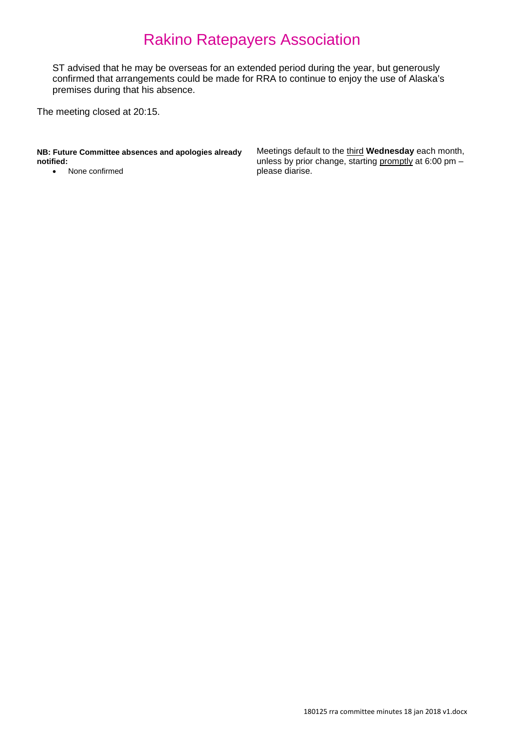ST advised that he may be overseas for an extended period during the year, but generously confirmed that arrangements could be made for RRA to continue to enjoy the use of Alaska's premises during that his absence.

The meeting closed at 20:15.

**NB: Future Committee absences and apologies already notified:**

- None confirmed

Meetings default to the third **Wednesday** each month, unless by prior change, starting promptly at 6:00 pm – please diarise.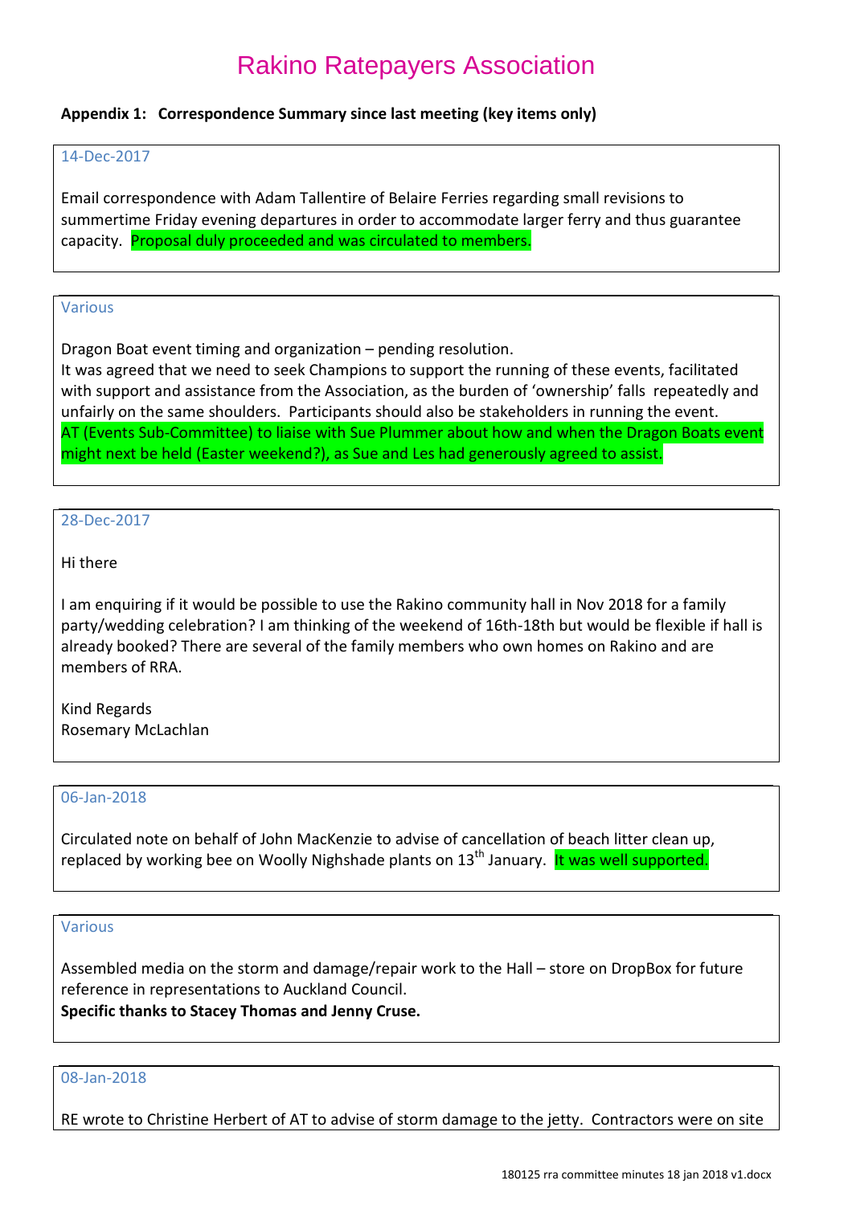# Rakino Ratepayers Association

**Appendix 1: Correspondence Summary since last meeting (key items only)**

14-Dec-2017

Email correspondence with Adam Tallentire of Belaire Ferries regarding small revisions to summertime Friday evening departures in order to accommodate larger ferry and thus guarantee capacity. Proposal duly proceeded and was circulated to members.

---

Various

Dragon Boat event timing and organization – pending resolution.
It was agreed that we need to seek Champions to support the running of these events, facilitated with support and assistance from the Association, as the burden of 'ownership' falls repeatedly and unfairly on the same shoulders. Participants should also be stakeholders in running the event.
AT (Events Sub-Committee) to liaise with Sue Plummer about how and when the Dragon Boats event might next be held (Easter weekend?), as Sue and Les had generously agreed to assist.

---

28-Dec-2017

Hi there

I am enquiring if it would be possible to use the Rakino community hall in Nov 2018 for a family party/wedding celebration? I am thinking of the weekend of 16th-18th but would be flexible if hall is already booked? There are several of the family members who own homes on Rakino and are members of RRA.

Kind Regards
Rosemary McLachlan

---

06-Jan-2018

Circulated note on behalf of John MacKenzie to advise of cancellation of beach litter clean up, replaced by working bee on Woolly Nighshade plants on 13th January. It was well supported.

---

Various

Assembled media on the storm and damage/repair work to the Hall – store on DropBox for future reference in representations to Auckland Council.
**Specific thanks to Stacey Thomas and Jenny Cruse.**

---

08-Jan-2018

RE wrote to Christine Herbert of AT to advise of storm damage to the jetty. Contractors were on site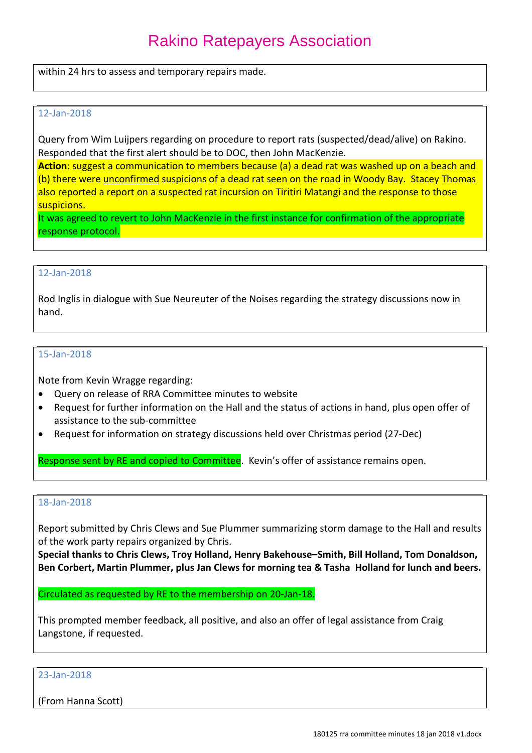within 24 hrs to assess and temporary repairs made.

12-Jan-2018

Query from Wim Luijpers regarding on procedure to report rats (suspected/dead/alive) on Rakino. Responded that the first alert should be to DOC, then John MacKenzie.

**Action**: suggest a communication to members because (a) a dead rat was washed up on a beach and (b) there were unconfirmed suspicions of a dead rat seen on the road in Woody Bay. Stacey Thomas also reported a report on a suspected rat incursion on Tiritiri Matangi and the response to those suspicions.

It was agreed to revert to John MacKenzie in the first instance for confirmation of the appropriate response protocol.

12-Jan-2018

Rod Inglis in dialogue with Sue Neureuter of the Noises regarding the strategy discussions now in hand.

15-Jan-2018

Note from Kevin Wragge regarding:

- Query on release of RRA Committee minutes to website
- Request for further information on the Hall and the status of actions in hand, plus open offer of assistance to the sub-committee
- Request for information on strategy discussions held over Christmas period (27-Dec)

Response sent by RE and copied to Committee. Kevin's offer of assistance remains open.

18-Jan-2018

Report submitted by Chris Clews and Sue Plummer summarizing storm damage to the Hall and results of the work party repairs organized by Chris.

**Special thanks to Chris Clews, Troy Holland, Henry Bakehouse–Smith, Bill Holland, Tom Donaldson, Ben Corbert, Martin Plummer, plus Jan Clews for morning tea & Tasha Holland for lunch and beers.**

Circulated as requested by RE to the membership on 20-Jan-18.

This prompted member feedback, all positive, and also an offer of legal assistance from Craig Langstone, if requested.

23-Jan-2018

(From Hanna Scott)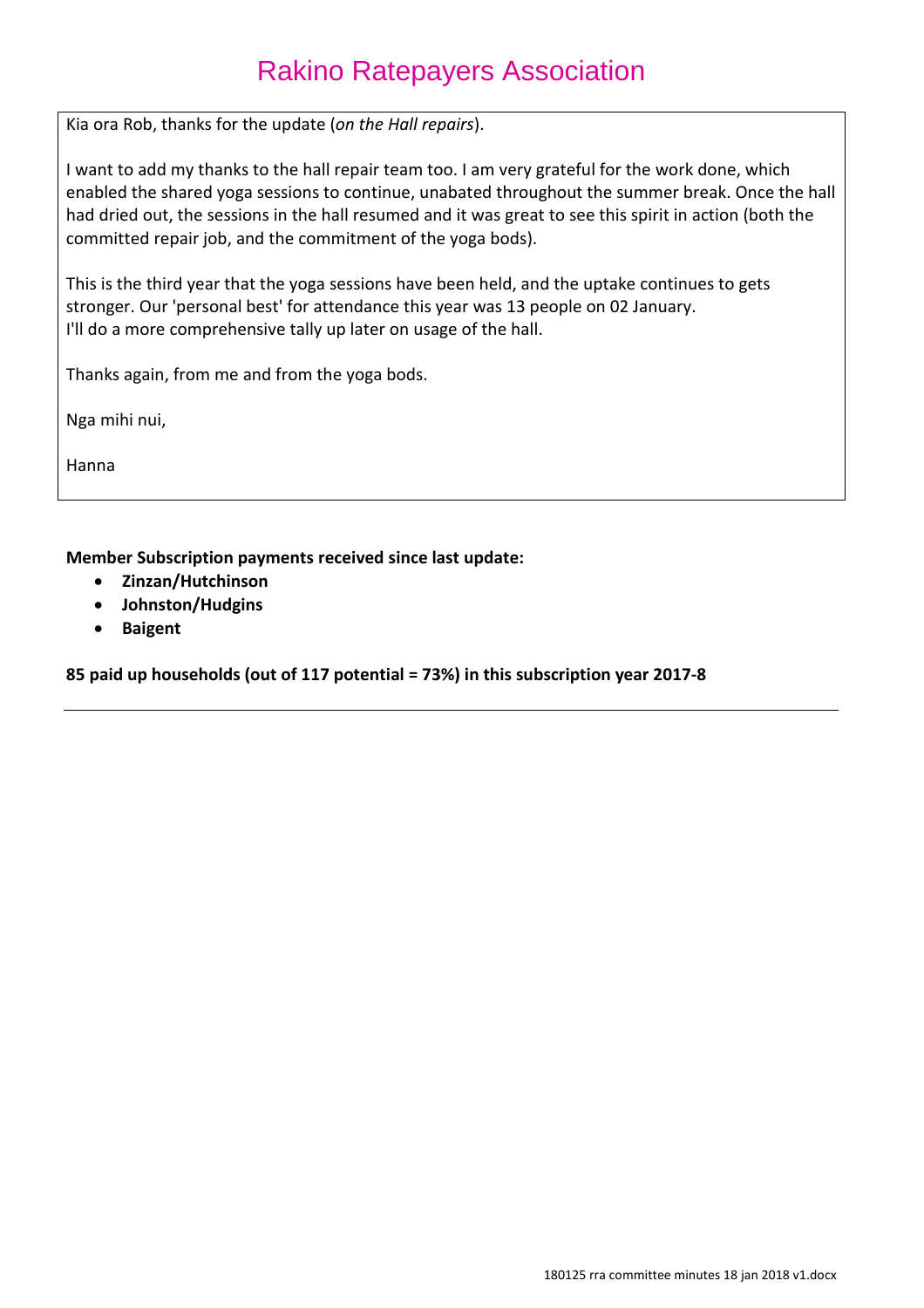Kia ora Rob, thanks for the update (*on the Hall repairs*).

I want to add my thanks to the hall repair team too. I am very grateful for the work done, which enabled the shared yoga sessions to continue, unabated throughout the summer break. Once the hall had dried out, the sessions in the hall resumed and it was great to see this spirit in action (both the committed repair job, and the commitment of the yoga bods).

This is the third year that the yoga sessions have been held, and the uptake continues to gets stronger. Our 'personal best' for attendance this year was 13 people on 02 January.
I'll do a more comprehensive tally up later on usage of the hall.

Thanks again, from me and from the yoga bods.

Nga mihi nui,

Hanna

**Member Subscription payments received since last update:**

- **Zinzan/Hutchinson**
- **Johnston/Hudgins**
- **Baigent**

**85 paid up households (out of 117 potential = 73%) in this subscription year 2017-8**

---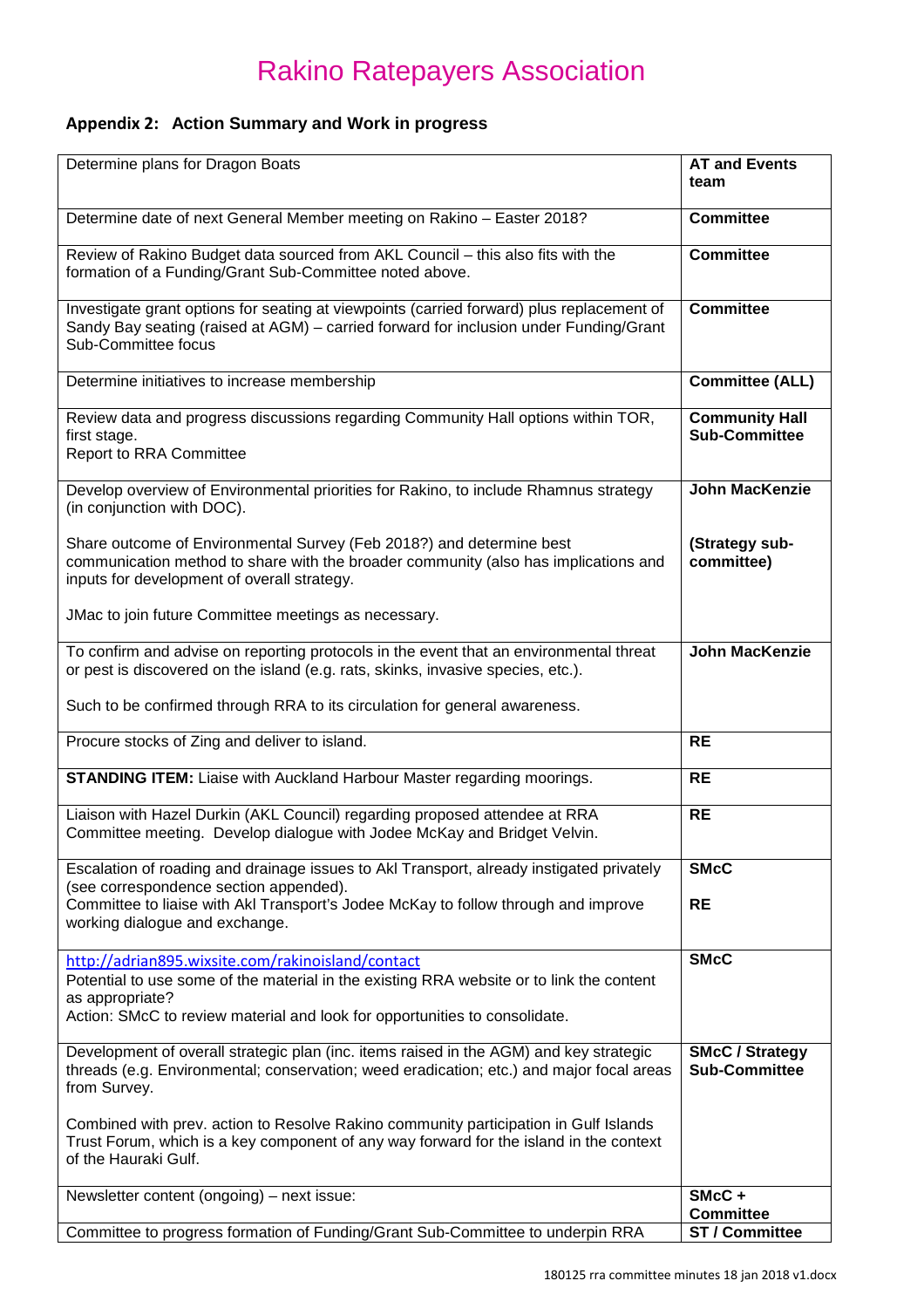# Rakino Ratepayers Association

### Appendix 2: Action Summary and Work in progress

| | |
|---|---|
| Determine plans for Dragon Boats | **AT and Events team** |
| Determine date of next General Member meeting on Rakino – Easter 2018? | **Committee** |
| Review of Rakino Budget data sourced from AKL Council – this also fits with the formation of a Funding/Grant Sub-Committee noted above. | **Committee** |
| Investigate grant options for seating at viewpoints (carried forward) plus replacement of Sandy Bay seating (raised at AGM) – carried forward for inclusion under Funding/Grant Sub-Committee focus | **Committee** |
| Determine initiatives to increase membership | **Committee (ALL)** |
| Review data and progress discussions regarding Community Hall options within TOR, first stage.<br>Report to RRA Committee | **Community Hall Sub-Committee** |
| Develop overview of Environmental priorities for Rakino, to include Rhamnus strategy (in conjunction with DOC).<br><br>Share outcome of Environmental Survey (Feb 2018?) and determine best communication method to share with the broader community (also has implications and inputs for development of overall strategy.<br><br>JMac to join future Committee meetings as necessary. | **John MacKenzie**<br><br>**(Strategy sub-committee)** |
| To confirm and advise on reporting protocols in the event that an environmental threat or pest is discovered on the island (e.g. rats, skinks, invasive species, etc.).<br><br>Such to be confirmed through RRA to its circulation for general awareness. | **John MacKenzie** |
| Procure stocks of Zing and deliver to island. | **RE** |
| **STANDING ITEM:** Liaise with Auckland Harbour Master regarding moorings. | **RE** |
| Liaison with Hazel Durkin (AKL Council) regarding proposed attendee at RRA Committee meeting. Develop dialogue with Jodee McKay and Bridget Velvin. | **RE** |
| Escalation of roading and drainage issues to Akl Transport, already instigated privately (see correspondence section appended).<br>Committee to liaise with Akl Transport's Jodee McKay to follow through and improve working dialogue and exchange. | **SMcC**<br><br>**RE** |
| http://adrian895.wixsite.com/rakinoisland/contact<br>Potential to use some of the material in the existing RRA website or to link the content as appropriate?<br>Action: SMcC to review material and look for opportunities to consolidate. | **SMcC** |
| Development of overall strategic plan (inc. items raised in the AGM) and key strategic threads (e.g. Environmental; conservation; weed eradication; etc.) and major focal areas from Survey.<br><br>Combined with prev. action to Resolve Rakino community participation in Gulf Islands Trust Forum, which is a key component of any way forward for the island in the context of the Hauraki Gulf. | **SMcC / Strategy Sub-Committee** |
| Newsletter content (ongoing) – next issue: | **SMcC + Committee** |
| Committee to progress formation of Funding/Grant Sub-Committee to underpin RRA | **ST / Committee** |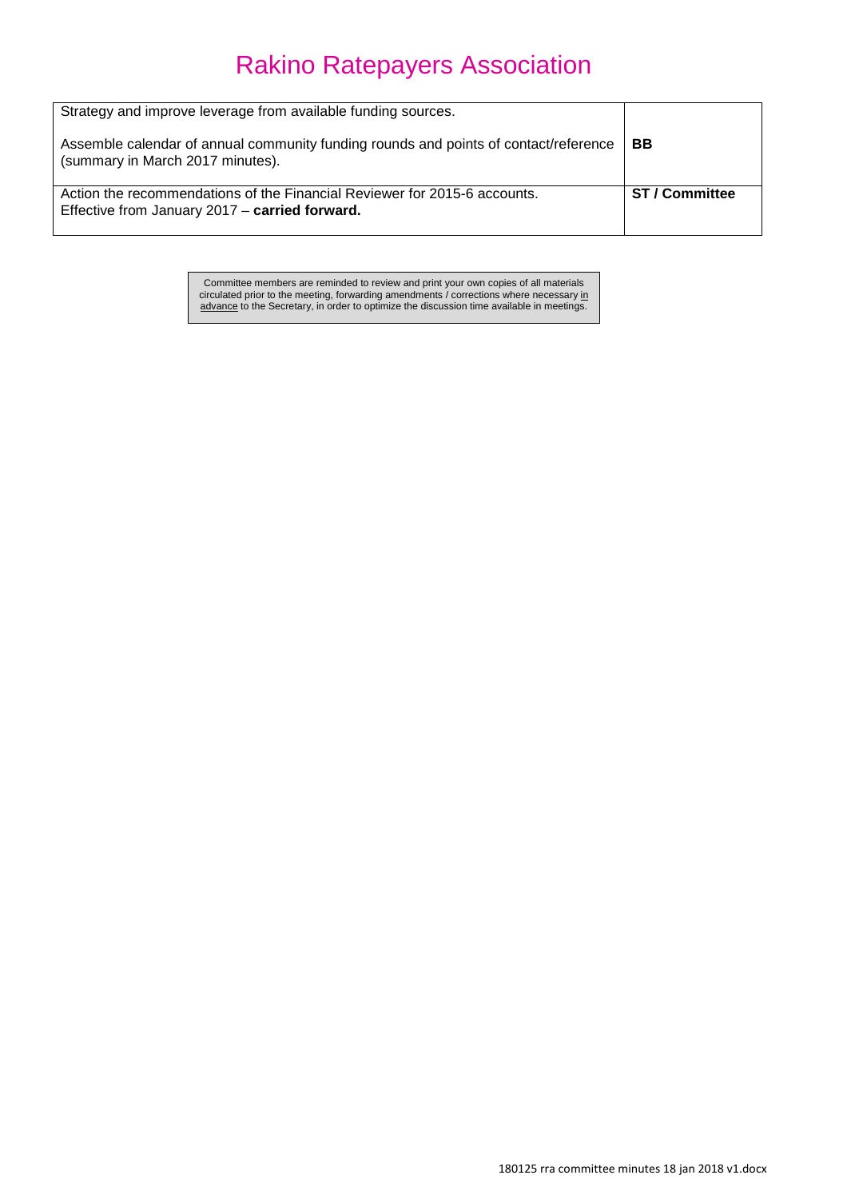# Rakino Ratepayers Association

| | |
|---|---|
| Strategy and improve leverage from available funding sources.<br><br>Assemble calendar of annual community funding rounds and points of contact/reference (summary in March 2017 minutes). | **BB** |
| Action the recommendations of the Financial Reviewer for 2015-6 accounts.<br>Effective from January 2017 – **carried forward.** | **ST / Committee** |

Committee members are reminded to review and print your own copies of all materials circulated prior to the meeting, forwarding amendments / corrections where necessary <u>in advance</u> to the Secretary, in order to optimize the discussion time available in meetings.